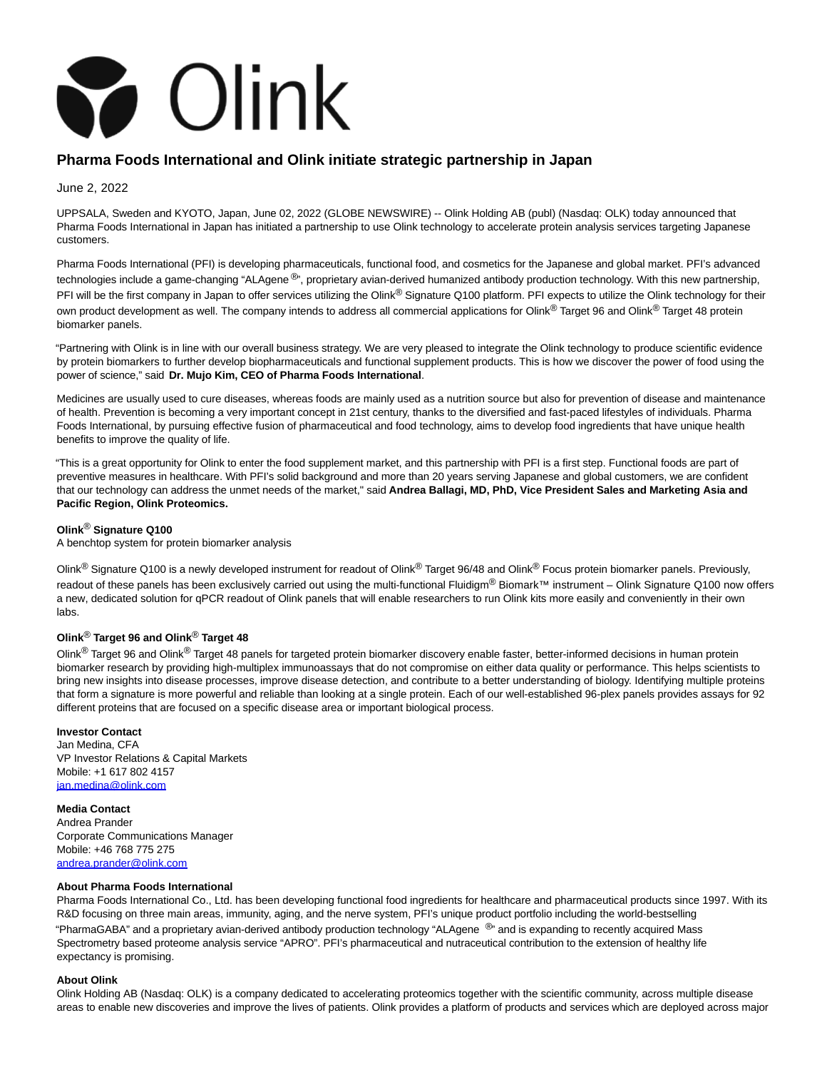# Pharma Foods International and Olink initiate strategic partnership in Japan

June 2, 2022

UPPSALA, Sweden and KYOTO, Japan, June 02, 2022 (GLOBE NEWSWIRE) -- Olink Holding AB (publ) (Nasdaq: OLK) today announced that Pharma Foods International in Japan has initiated a partnership to use Olink technology to accelerate protein analysis services targeting Japanese customers.

Pharma Foods International (PFI) is developing pharmaceuticals, functional food, and cosmetics for the Japanese and global market. PFI's advanced technologies include a game-changing "ALAgene®", proprietary avian-derived humanized antibody production technology. With this new partnership, PFI will be the first company in Japan to offer services utilizing the Olink® Signature Q100 platform. PFI expects to utilize the Olink technology for their own product development as well. The company intends to address all commercial applications for Olink® Target 96 and Olink® Target 48 protein biomarker panels.

"Partnering with Olink is in line with our overall business strategy. We are very pleased to integrate the Olink technology to produce scientific evidence by protein biomarkers to further develop biopharmaceuticals and functional supplement products. This is how we discover the power of food using the power of science," said **Dr. Mujo Kim, CEO of Pharma Foods International**.

Medicines are usually used to cure diseases, whereas foods are mainly used as a nutrition source but also for prevention of disease and maintenance of health. Prevention is becoming a very important concept in 21st century, thanks to the diversified and fast-paced lifestyles of individuals. Pharma Foods International, by pursuing effective fusion of pharmaceutical and food technology, aims to develop food ingredients that have unique health benefits to improve the quality of life.

"This is a great opportunity for Olink to enter the food supplement market, and this partnership with PFI is a first step. Functional foods are part of preventive measures in healthcare. With PFI's solid background and more than 20 years serving Japanese and global customers, we are confident that our technology can address the unmet needs of the market," said **Andrea Ballagi, MD, PhD, Vice President Sales and Marketing Asia and Pacific Region, Olink Proteomics.**

**Olink® Signature Q100**
A benchtop system for protein biomarker analysis

Olink® Signature Q100 is a newly developed instrument for readout of Olink® Target 96/48 and Olink® Focus protein biomarker panels. Previously, readout of these panels has been exclusively carried out using the multi-functional Fluidigm® Biomark™ instrument – Olink Signature Q100 now offers a new, dedicated solution for qPCR readout of Olink panels that will enable researchers to run Olink kits more easily and conveniently in their own labs.

**Olink® Target 96 and Olink® Target 48**
Olink® Target 96 and Olink® Target 48 panels for targeted protein biomarker discovery enable faster, better-informed decisions in human protein biomarker research by providing high-multiplex immunoassays that do not compromise on either data quality or performance. This helps scientists to bring new insights into disease processes, improve disease detection, and contribute to a better understanding of biology. Identifying multiple proteins that form a signature is more powerful and reliable than looking at a single protein. Each of our well-established 96-plex panels provides assays for 92 different proteins that are focused on a specific disease area or important biological process.

**Investor Contact**
Jan Medina, CFA
VP Investor Relations & Capital Markets
Mobile: +1 617 802 4157
jan.medina@olink.com

**Media Contact**
Andrea Prander
Corporate Communications Manager
Mobile: +46 768 775 275
andrea.prander@olink.com

**About Pharma Foods International**
Pharma Foods International Co., Ltd. has been developing functional food ingredients for healthcare and pharmaceutical products since 1997. With its R&D focusing on three main areas, immunity, aging, and the nerve system, PFI's unique product portfolio including the world-bestselling "PharmaGABA" and a proprietary avian-derived antibody production technology "ALAgene ®" and is expanding to recently acquired Mass Spectrometry based proteome analysis service "APRO". PFI's pharmaceutical and nutraceutical contribution to the extension of healthy life expectancy is promising.

**About Olink**
Olink Holding AB (Nasdaq: OLK) is a company dedicated to accelerating proteomics together with the scientific community, across multiple disease areas to enable new discoveries and improve the lives of patients. Olink provides a platform of products and services which are deployed across major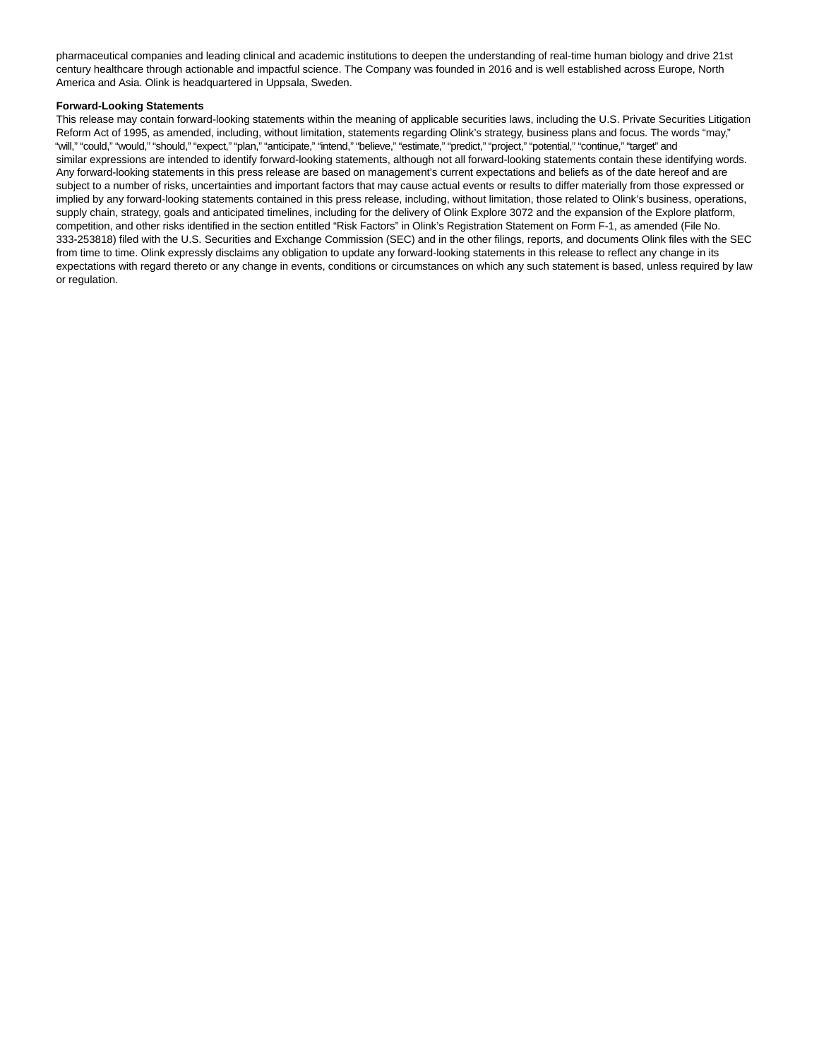pharmaceutical companies and leading clinical and academic institutions to deepen the understanding of real-time human biology and drive 21st century healthcare through actionable and impactful science. The Company was founded in 2016 and is well established across Europe, North America and Asia. Olink is headquartered in Uppsala, Sweden.

**Forward-Looking Statements**

This release may contain forward-looking statements within the meaning of applicable securities laws, including the U.S. Private Securities Litigation Reform Act of 1995, as amended, including, without limitation, statements regarding Olink's strategy, business plans and focus. The words "may," "will," "could," "would," "should," "expect," "plan," "anticipate," "intend," "believe," "estimate," "predict," "project," "potential," "continue," "target" and similar expressions are intended to identify forward-looking statements, although not all forward-looking statements contain these identifying words. Any forward-looking statements in this press release are based on management's current expectations and beliefs as of the date hereof and are subject to a number of risks, uncertainties and important factors that may cause actual events or results to differ materially from those expressed or implied by any forward-looking statements contained in this press release, including, without limitation, those related to Olink's business, operations, supply chain, strategy, goals and anticipated timelines, including for the delivery of Olink Explore 3072 and the expansion of the Explore platform, competition, and other risks identified in the section entitled "Risk Factors" in Olink's Registration Statement on Form F-1, as amended (File No. 333-253818) filed with the U.S. Securities and Exchange Commission (SEC) and in the other filings, reports, and documents Olink files with the SEC from time to time. Olink expressly disclaims any obligation to update any forward-looking statements in this release to reflect any change in its expectations with regard thereto or any change in events, conditions or circumstances on which any such statement is based, unless required by law or regulation.